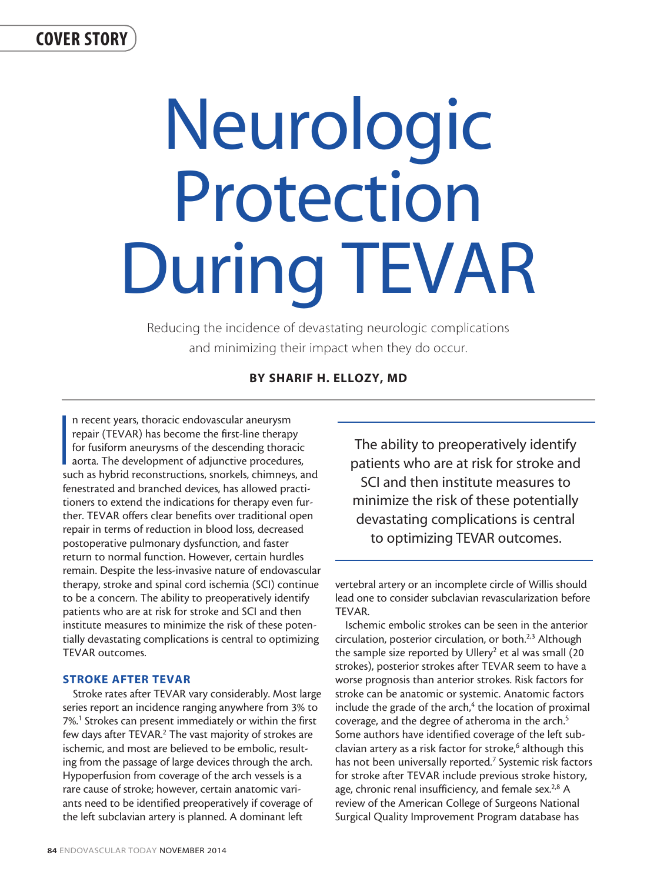COVER STORY

# Neurologic Protection During TEVAR

Reducing the incidence of devastating neurologic complications and minimizing their impact when they do occur.

**BY SHARIF H. ELLOZY, MD**

In recent years, thoracic endovascular aneurysm repair (TEVAR) has become the first-line therapy for fusiform aneurysms of the descending thoracic aorta. The development of adjunctive procedures, such as hybrid reconstructions, snorkels, chimneys, and fenestrated and branched devices, has allowed practitioners to extend the indications for therapy even further. TEVAR offers clear benefits over traditional open repair in terms of reduction in blood loss, decreased postoperative pulmonary dysfunction, and faster return to normal function. However, certain hurdles remain. Despite the less-invasive nature of endovascular therapy, stroke and spinal cord ischemia (SCI) continue to be a concern. The ability to preoperatively identify patients who are at risk for stroke and SCI and then institute measures to minimize the risk of these potentially devastating complications is central to optimizing TEVAR outcomes.

> The ability to preoperatively identify patients who are at risk for stroke and SCI and then institute measures to minimize the risk of these potentially devastating complications is central to optimizing TEVAR outcomes.

## STROKE AFTER TEVAR

Stroke rates after TEVAR vary considerably. Most large series report an incidence ranging anywhere from 3% to 7%.[1] Strokes can present immediately or within the first few days after TEVAR.[2] The vast majority of strokes are ischemic, and most are believed to be embolic, resulting from the passage of large devices through the arch. Hypoperfusion from coverage of the arch vessels is a rare cause of stroke; however, certain anatomic variants need to be identified preoperatively if coverage of the left subclavian artery is planned. A dominant left vertebral artery or an incomplete circle of Willis should lead one to consider subclavian revascularization before TEVAR.

Ischemic embolic strokes can be seen in the anterior circulation, posterior circulation, or both.[2,3] Although the sample size reported by Ullery[2] et al was small (20 strokes), posterior strokes after TEVAR seem to have a worse prognosis than anterior strokes. Risk factors for stroke can be anatomic or systemic. Anatomic factors include the grade of the arch,[4] the location of proximal coverage, and the degree of atheroma in the arch.[5] Some authors have identified coverage of the left subclavian artery as a risk factor for stroke,[6] although this has not been universally reported.[7] Systemic risk factors for stroke after TEVAR include previous stroke history, age, chronic renal insufficiency, and female sex.[2,8] A review of the American College of Surgeons National Surgical Quality Improvement Program database has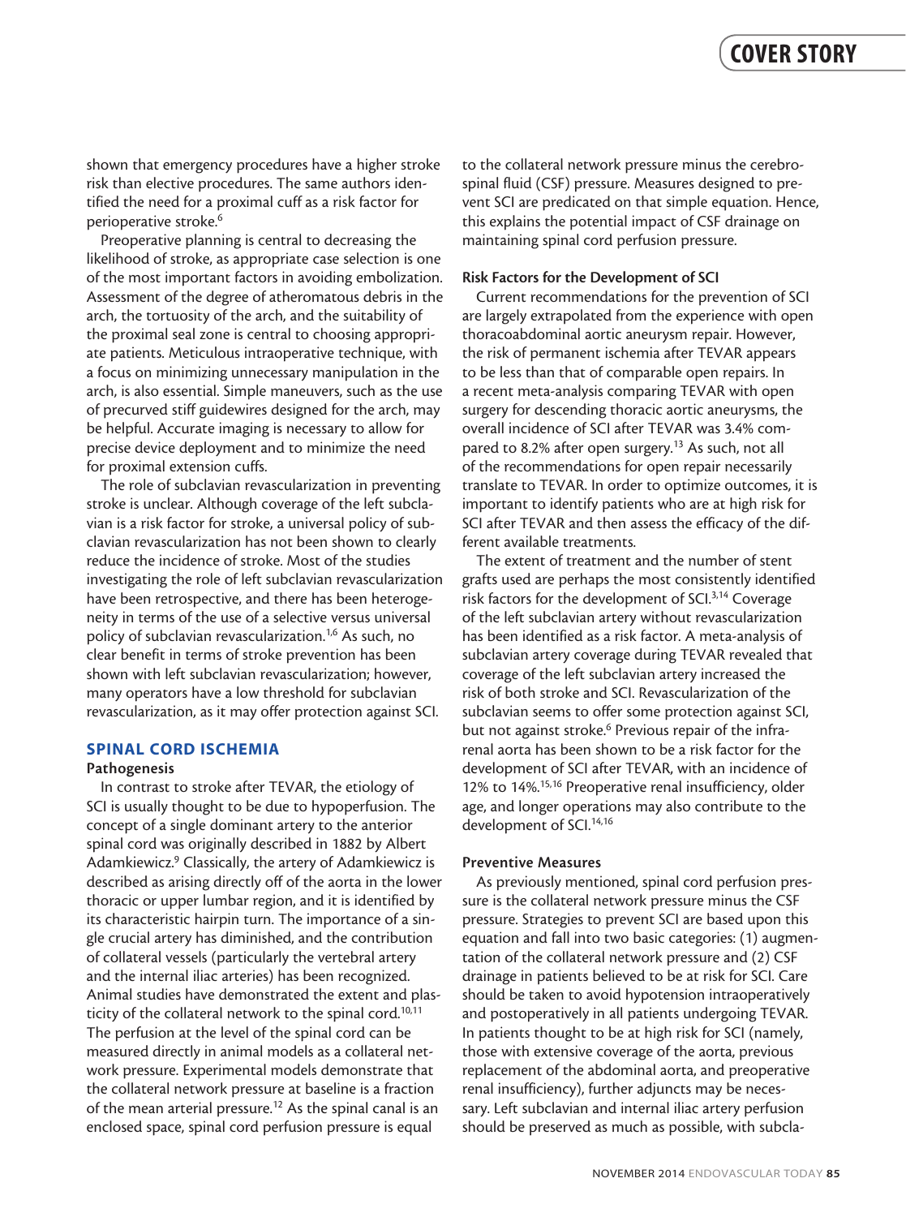shown that emergency procedures have a higher stroke risk than elective procedures. The same authors identified the need for a proximal cuff as a risk factor for perioperative stroke.[6]

Preoperative planning is central to decreasing the likelihood of stroke, as appropriate case selection is one of the most important factors in avoiding embolization. Assessment of the degree of atheromatous debris in the arch, the tortuosity of the arch, and the suitability of the proximal seal zone is central to choosing appropriate patients. Meticulous intraoperative technique, with a focus on minimizing unnecessary manipulation in the arch, is also essential. Simple maneuvers, such as the use of precurved stiff guidewires designed for the arch, may be helpful. Accurate imaging is necessary to allow for precise device deployment and to minimize the need for proximal extension cuffs.

The role of subclavian revascularization in preventing stroke is unclear. Although coverage of the left subclavian is a risk factor for stroke, a universal policy of subclavian revascularization has not been shown to clearly reduce the incidence of stroke. Most of the studies investigating the role of left subclavian revascularization have been retrospective, and there has been heterogeneity in terms of the use of a selective versus universal policy of subclavian revascularization.[1,6] As such, no clear benefit in terms of stroke prevention has been shown with left subclavian revascularization; however, many operators have a low threshold for subclavian revascularization, as it may offer protection against SCI.

## SPINAL CORD ISCHEMIA

### Pathogenesis

In contrast to stroke after TEVAR, the etiology of SCI is usually thought to be due to hypoperfusion. The concept of a single dominant artery to the anterior spinal cord was originally described in 1882 by Albert Adamkiewicz.[9] Classically, the artery of Adamkiewicz is described as arising directly off of the aorta in the lower thoracic or upper lumbar region, and it is identified by its characteristic hairpin turn. The importance of a single crucial artery has diminished, and the contribution of collateral vessels (particularly the vertebral artery and the internal iliac arteries) has been recognized. Animal studies have demonstrated the extent and plasticity of the collateral network to the spinal cord.[10,11] The perfusion at the level of the spinal cord can be measured directly in animal models as a collateral network pressure. Experimental models demonstrate that the collateral network pressure at baseline is a fraction of the mean arterial pressure.[12] As the spinal canal is an enclosed space, spinal cord perfusion pressure is equal to the collateral network pressure minus the cerebrospinal fluid (CSF) pressure. Measures designed to prevent SCI are predicated on that simple equation. Hence, this explains the potential impact of CSF drainage on maintaining spinal cord perfusion pressure.

### Risk Factors for the Development of SCI

Current recommendations for the prevention of SCI are largely extrapolated from the experience with open thoracoabdominal aortic aneurysm repair. However, the risk of permanent ischemia after TEVAR appears to be less than that of comparable open repairs. In a recent meta-analysis comparing TEVAR with open surgery for descending thoracic aortic aneurysms, the overall incidence of SCI after TEVAR was 3.4% compared to 8.2% after open surgery.[13] As such, not all of the recommendations for open repair necessarily translate to TEVAR. In order to optimize outcomes, it is important to identify patients who are at high risk for SCI after TEVAR and then assess the efficacy of the different available treatments.

The extent of treatment and the number of stent grafts used are perhaps the most consistently identified risk factors for the development of SCI.[3,14] Coverage of the left subclavian artery without revascularization has been identified as a risk factor. A meta-analysis of subclavian artery coverage during TEVAR revealed that coverage of the left subclavian artery increased the risk of both stroke and SCI. Revascularization of the subclavian seems to offer some protection against SCI, but not against stroke.[6] Previous repair of the infrarenal aorta has been shown to be a risk factor for the development of SCI after TEVAR, with an incidence of 12% to 14%.[15,16] Preoperative renal insufficiency, older age, and longer operations may also contribute to the development of SCI.[14,16]

### Preventive Measures

As previously mentioned, spinal cord perfusion pressure is the collateral network pressure minus the CSF pressure. Strategies to prevent SCI are based upon this equation and fall into two basic categories: (1) augmentation of the collateral network pressure and (2) CSF drainage in patients believed to be at risk for SCI. Care should be taken to avoid hypotension intraoperatively and postoperatively in all patients undergoing TEVAR. In patients thought to be at high risk for SCI (namely, those with extensive coverage of the aorta, previous replacement of the abdominal aorta, and preoperative renal insufficiency), further adjuncts may be necessary. Left subclavian and internal iliac artery perfusion should be preserved as much as possible, with subcla-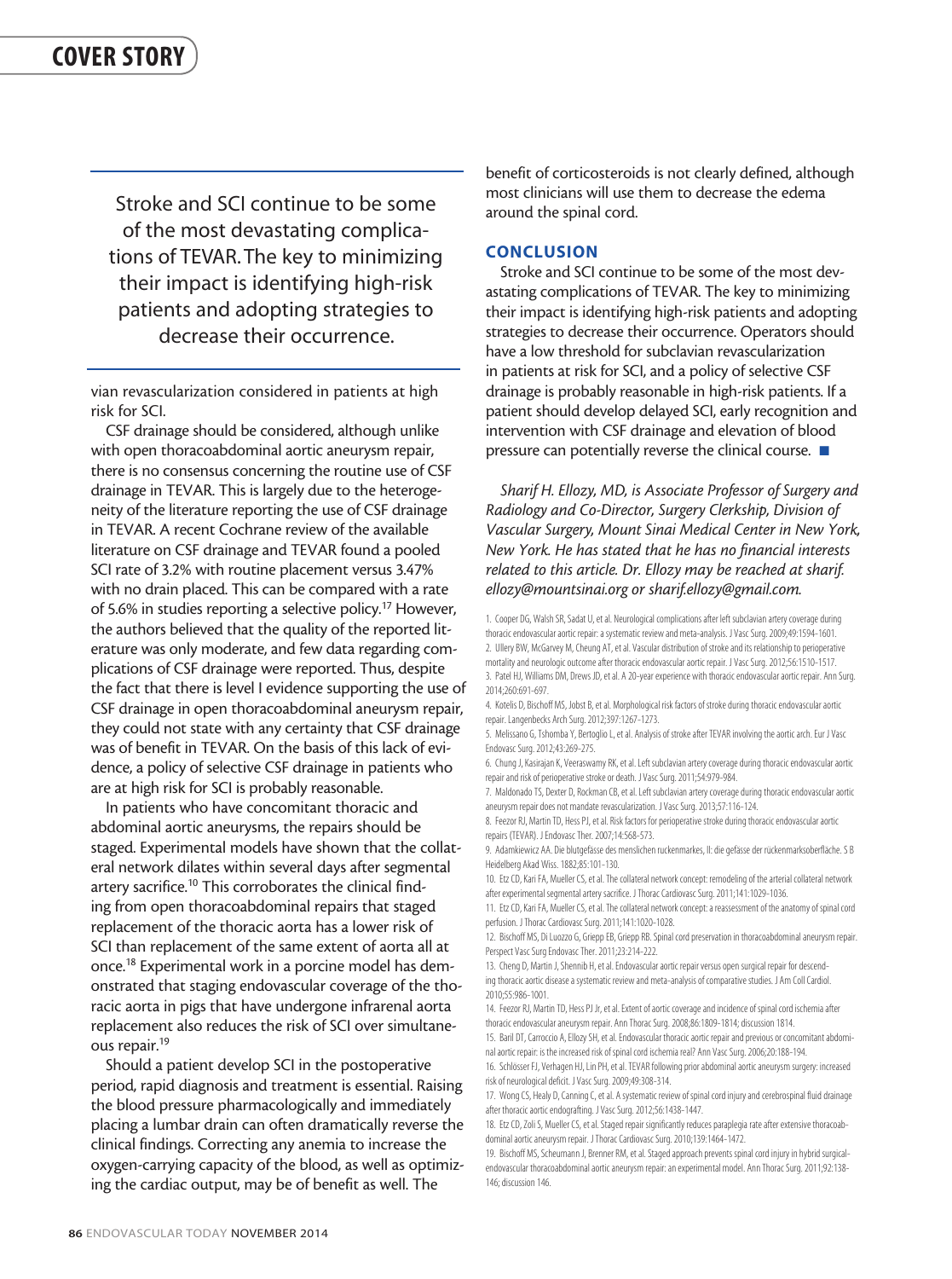> Stroke and SCI continue to be some of the most devastating complications of TEVAR. The key to minimizing their impact is identifying high-risk patients and adopting strategies to decrease their occurrence.

vian revascularization considered in patients at high risk for SCI.

CSF drainage should be considered, although unlike with open thoracoabdominal aortic aneurysm repair, there is no consensus concerning the routine use of CSF drainage in TEVAR. This is largely due to the heterogeneity of the literature reporting the use of CSF drainage in TEVAR. A recent Cochrane review of the available literature on CSF drainage and TEVAR found a pooled SCI rate of 3.2% with routine placement versus 3.47% with no drain placed. This can be compared with a rate of 5.6% in studies reporting a selective policy.[17] However, the authors believed that the quality of the reported literature was only moderate, and few data regarding complications of CSF drainage were reported. Thus, despite the fact that there is level I evidence supporting the use of CSF drainage in open thoracoabdominal aneurysm repair, they could not state with any certainty that CSF drainage was of benefit in TEVAR. On the basis of this lack of evidence, a policy of selective CSF drainage in patients who are at high risk for SCI is probably reasonable.

In patients who have concomitant thoracic and abdominal aortic aneurysms, the repairs should be staged. Experimental models have shown that the collateral network dilates within several days after segmental artery sacrifice.[10] This corroborates the clinical finding from open thoracoabdominal repairs that staged replacement of the thoracic aorta has a lower risk of SCI than replacement of the same extent of aorta all at once.[18] Experimental work in a porcine model has demonstrated that staging endovascular coverage of the thoracic aorta in pigs that have undergone infrarenal aorta replacement also reduces the risk of SCI over simultaneous repair.[19]

Should a patient develop SCI in the postoperative period, rapid diagnosis and treatment is essential. Raising the blood pressure pharmacologically and immediately placing a lumbar drain can often dramatically reverse the clinical findings. Correcting any anemia to increase the oxygen-carrying capacity of the blood, as well as optimizing the cardiac output, may be of benefit as well. The benefit of corticosteroids is not clearly defined, although most clinicians will use them to decrease the edema around the spinal cord.

## CONCLUSION

Stroke and SCI continue to be some of the most devastating complications of TEVAR. The key to minimizing their impact is identifying high-risk patients and adopting strategies to decrease their occurrence. Operators should have a low threshold for subclavian revascularization in patients at risk for SCI, and a policy of selective CSF drainage is probably reasonable in high-risk patients. If a patient should develop delayed SCI, early recognition and intervention with CSF drainage and elevation of blood pressure can potentially reverse the clinical course. ■

*Sharif H. Ellozy, MD, is Associate Professor of Surgery and Radiology and Co-Director, Surgery Clerkship, Division of Vascular Surgery, Mount Sinai Medical Center in New York, New York. He has stated that he has no financial interests related to this article. Dr. Ellozy may be reached at sharif.ellozy@mountsinai.org or sharif.ellozy@gmail.com.*

1. Cooper DG, Walsh SR, Sadat U, et al. Neurological complications after left subclavian artery coverage during thoracic endovascular aortic repair: a systematic review and meta-analysis. J Vasc Surg. 2009;49:1594-1601.
2. Ullery BW, McGarvey M, Cheung AT, et al. Vascular distribution of stroke and its relationship to perioperative mortality and neurologic outcome after thoracic endovascular aortic repair. J Vasc Surg. 2012;56:1510-1517.
3. Patel HJ, Williams DM, Drews JD, et al. A 20-year experience with thoracic endovascular aortic repair. Ann Surg. 2014;260:691-697.
4. Kotelis D, Bischoff MS, Jobst B, et al. Morphological risk factors of stroke during thoracic endovascular aortic repair. Langenbecks Arch Surg. 2012;397:1267-1273.
5. Melissano G, Tshomba Y, Bertoglio L, et al. Analysis of stroke after TEVAR involving the aortic arch. Eur J Vasc Endovasc Surg. 2012;43:269-275.
6. Chung J, Kasirajan K, Veeraswamy RK, et al. Left subclavian artery coverage during thoracic endovascular aortic repair and risk of perioperative stroke or death. J Vasc Surg. 2011;54:979-984.
7. Maldonado TS, Dexter D, Rockman CB, et al. Left subclavian artery coverage during thoracic endovascular aortic aneurysm repair does not mandate revascularization. J Vasc Surg. 2013;57:116-124.
8. Feezor RJ, Martin TD, Hess PJ, et al. Risk factors for perioperative stroke during thoracic endovascular aortic repairs (TEVAR). J Endovasc Ther. 2007;14:568-573.
9. Adamkiewicz AA. Die blutgefässe des menslichen ruckenmarkes, II: die gefasse der rückenmarksoberfläche. S B Heidelberg Akad Wiss. 1882;85:101-130.
10. Etz CD, Kari FA, Mueller CS, et al. The collateral network concept: remodeling of the arterial collateral network after experimental segmental artery sacrifice. J Thorac Cardiovasc Surg. 2011;141:1029-1036.
11. Etz CD, Kari FA, Mueller CS, et al. The collateral network concept: a reassessment of the anatomy of spinal cord perfusion. J Thorac Cardiovasc Surg. 2011;141:1020-1028.
12. Bischoff MS, Di Luozzo G, Griepp EB, Griepp RB. Spinal cord preservation in thoracoabdominal aneurysm repair. Perspect Vasc Surg Endovasc Ther. 2011;23:214-222.
13. Cheng D, Martin J, Shennib H, et al. Endovascular aortic repair versus open surgical repair for descending thoracic aortic disease a systematic review and meta-analysis of comparative studies. J Am Coll Cardiol. 2010;55:986-1001.
14. Feezor RJ, Martin TD, Hess PJ Jr, et al. Extent of aortic coverage and incidence of spinal cord ischemia after thoracic endovascular aneurysm repair. Ann Thorac Surg. 2008;86:1809-1814; discussion 1814.
15. Baril DT, Carroccio A, Ellozy SH, et al. Endovascular thoracic aortic repair and previous or concomitant abdominal aortic repair: is the increased risk of spinal cord ischemia real? Ann Vasc Surg. 2006;20:188-194.
16. Schlösser FJ, Verhagen HJ, Lin PH, et al. TEVAR following prior abdominal aortic aneurysm surgery: increased risk of neurological deficit. J Vasc Surg. 2009;49:308-314.
17. Wong CS, Healy D, Canning C, et al. A systematic review of spinal cord injury and cerebrospinal fluid drainage after thoracic aortic endografting. J Vasc Surg. 2012;56:1438-1447.
18. Etz CD, Zoli S, Mueller CS, et al. Staged repair significantly reduces paraplegia rate after extensive thoracoabdominal aortic aneurysm repair. J Thorac Cardiovasc Surg. 2010;139:1464-1472.
19. Bischoff MS, Scheumann J, Brenner RM, et al. Staged approach prevents spinal cord injury in hybrid surgical-endovascular thoracoabdominal aortic aneurysm repair: an experimental model. Ann Thorac Surg. 2011;92:138-146; discussion 146.